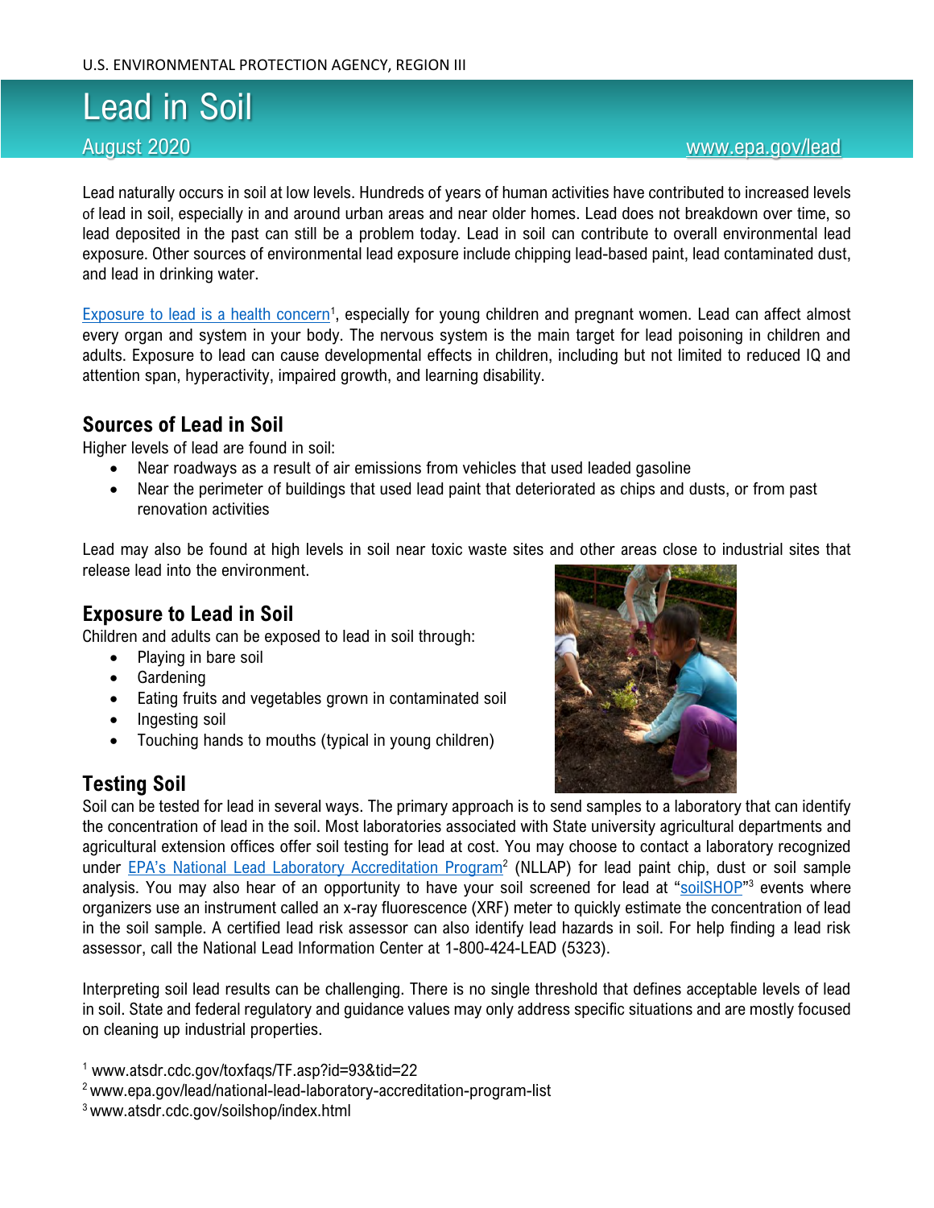U.S. ENVIRONMENTAL PROTECTION AGENCY, REGION III

# Lead in Soil

August 2020 www.epa.gov/lead

Lead naturally occurs in soil at low levels. Hundreds of years of human activities have contributed to increased levels of lead in soil, especially in and around urban areas and near older homes. Lead does not breakdown over time, so lead deposited in the past can still be a problem today. Lead in soil can contribute to overall environmental lead exposure. Other sources of environmental lead exposure include chipping lead-based paint, lead contaminated dust, and lead in drinking water.

Exposure to lead is a health concern[1], especially for young children and pregnant women. Lead can affect almost every organ and system in your body. The nervous system is the main target for lead poisoning in children and adults. Exposure to lead can cause developmental effects in children, including but not limited to reduced IQ and attention span, hyperactivity, impaired growth, and learning disability.

## Sources of Lead in Soil

Higher levels of lead are found in soil:

- Near roadways as a result of air emissions from vehicles that used leaded gasoline
- Near the perimeter of buildings that used lead paint that deteriorated as chips and dusts, or from past renovation activities

Lead may also be found at high levels in soil near toxic waste sites and other areas close to industrial sites that release lead into the environment.

## Exposure to Lead in Soil

Children and adults can be exposed to lead in soil through:

- Playing in bare soil
- Gardening
- Eating fruits and vegetables grown in contaminated soil
- Ingesting soil
- Touching hands to mouths (typical in young children)

## Testing Soil

Soil can be tested for lead in several ways. The primary approach is to send samples to a laboratory that can identify the concentration of lead in the soil. Most laboratories associated with State university agricultural departments and agricultural extension offices offer soil testing for lead at cost. You may choose to contact a laboratory recognized under EPA's National Lead Laboratory Accreditation Program[2] (NLLAP) for lead paint chip, dust or soil sample analysis. You may also hear of an opportunity to have your soil screened for lead at "soilSHOP"[3] events where organizers use an instrument called an x-ray fluorescence (XRF) meter to quickly estimate the concentration of lead in the soil sample. A certified lead risk assessor can also identify lead hazards in soil. For help finding a lead risk assessor, call the National Lead Information Center at 1-800-424-LEAD (5323).

Interpreting soil lead results can be challenging. There is no single threshold that defines acceptable levels of lead in soil. State and federal regulatory and guidance values may only address specific situations and are mostly focused on cleaning up industrial properties.

[1] www.atsdr.cdc.gov/toxfaqs/TF.asp?id=93&tid=22

[2] www.epa.gov/lead/national-lead-laboratory-accreditation-program-list

[3] www.atsdr.cdc.gov/soilshop/index.html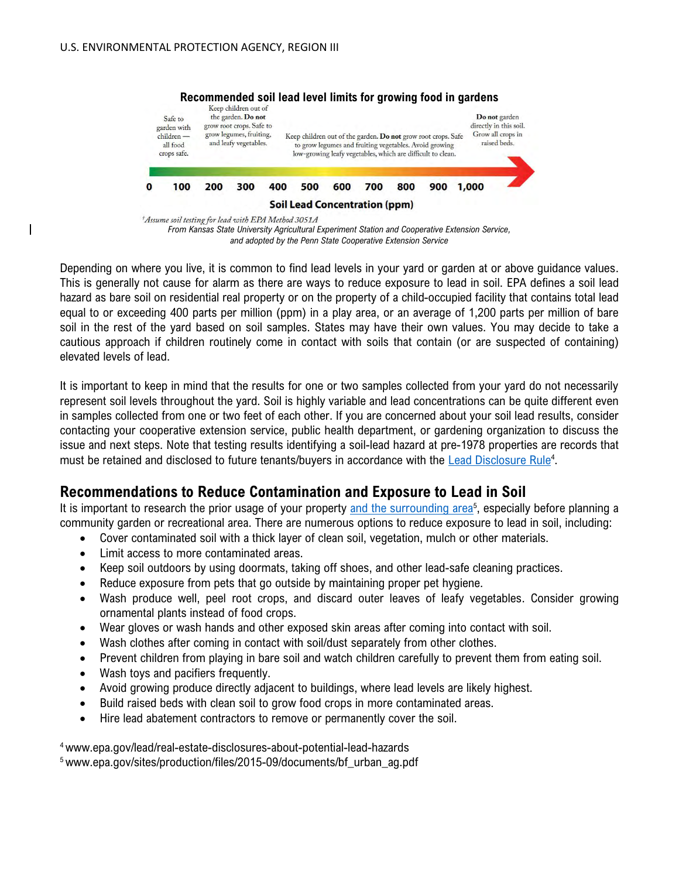**Recommended soil lead level limits for growing food in gardens**

Safe to garden with children — all food crops safe.

Keep children out of the garden. **Do not** grow root crops. Safe to grow legumes, fruiting, and leafy vegetables.

Keep children out of the garden. **Do not** grow root crops. Safe to grow legumes and fruiting vegetables. Avoid growing low-growing leafy vegetables, which are difficult to clean.

**Do not** garden directly in this soil. Grow all crops in raised beds.

0 100 200 300 400 500 600 700 800 900 1,000

**Soil Lead Concentration (ppm)**

*†Assume soil testing for lead with EPA Method 3051A*

*From Kansas State University Agricultural Experiment Station and Cooperative Extension Service, and adopted by the Penn State Cooperative Extension Service*

Depending on where you live, it is common to find lead levels in your yard or garden at or above guidance values. This is generally not cause for alarm as there are ways to reduce exposure to lead in soil. EPA defines a soil lead hazard as bare soil on residential real property or on the property of a child-occupied facility that contains total lead equal to or exceeding 400 parts per million (ppm) in a play area, or an average of 1,200 parts per million of bare soil in the rest of the yard based on soil samples. States may have their own values. You may decide to take a cautious approach if children routinely come in contact with soils that contain (or are suspected of containing) elevated levels of lead.

It is important to keep in mind that the results for one or two samples collected from your yard do not necessarily represent soil levels throughout the yard. Soil is highly variable and lead concentrations can be quite different even in samples collected from one or two feet of each other. If you are concerned about your soil lead results, consider contacting your cooperative extension service, public health department, or gardening organization to discuss the issue and next steps. Note that testing results identifying a soil-lead hazard at pre-1978 properties are records that must be retained and disclosed to future tenants/buyers in accordance with the Lead Disclosure Rule[4].

## Recommendations to Reduce Contamination and Exposure to Lead in Soil

It is important to research the prior usage of your property and the surrounding area[5], especially before planning a community garden or recreational area. There are numerous options to reduce exposure to lead in soil, including:

- Cover contaminated soil with a thick layer of clean soil, vegetation, mulch or other materials.
- Limit access to more contaminated areas.
- Keep soil outdoors by using doormats, taking off shoes, and other lead-safe cleaning practices.
- Reduce exposure from pets that go outside by maintaining proper pet hygiene.
- Wash produce well, peel root crops, and discard outer leaves of leafy vegetables. Consider growing ornamental plants instead of food crops.
- Wear gloves or wash hands and other exposed skin areas after coming into contact with soil.
- Wash clothes after coming in contact with soil/dust separately from other clothes.
- Prevent children from playing in bare soil and watch children carefully to prevent them from eating soil.
- Wash toys and pacifiers frequently.
- Avoid growing produce directly adjacent to buildings, where lead levels are likely highest.
- Build raised beds with clean soil to grow food crops in more contaminated areas.
- Hire lead abatement contractors to remove or permanently cover the soil.

[4] www.epa.gov/lead/real-estate-disclosures-about-potential-lead-hazards

[5] www.epa.gov/sites/production/files/2015-09/documents/bf_urban_ag.pdf